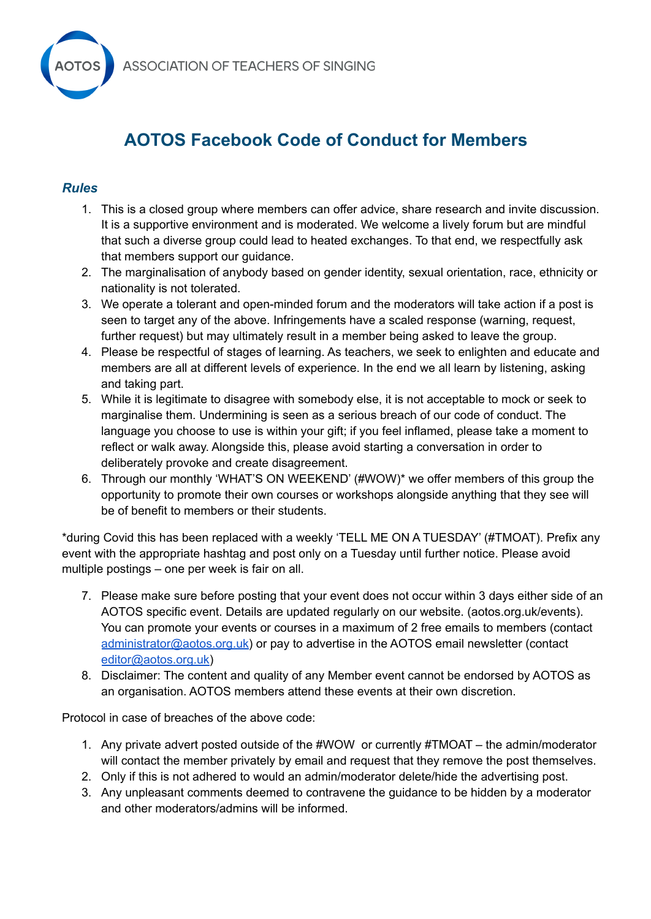AOTOS ASSOCIATION OF TEACHERS OF SINGING

# AOTOS Facebook Code of Conduct for Members

## *Rules*

1. This is a closed group where members can offer advice, share research and invite discussion. It is a supportive environment and is moderated. We welcome a lively forum but are mindful that such a diverse group could lead to heated exchanges. To that end, we respectfully ask that members support our guidance.
2. The marginalisation of anybody based on gender identity, sexual orientation, race, ethnicity or nationality is not tolerated.
3. We operate a tolerant and open-minded forum and the moderators will take action if a post is seen to target any of the above. Infringements have a scaled response (warning, request, further request) but may ultimately result in a member being asked to leave the group.
4. Please be respectful of stages of learning. As teachers, we seek to enlighten and educate and members are all at different levels of experience. In the end we all learn by listening, asking and taking part.
5. While it is legitimate to disagree with somebody else, it is not acceptable to mock or seek to marginalise them. Undermining is seen as a serious breach of our code of conduct. The language you choose to use is within your gift; if you feel inflamed, please take a moment to reflect or walk away. Alongside this, please avoid starting a conversation in order to deliberately provoke and create disagreement.
6. Through our monthly 'WHAT'S ON WEEKEND' (#WOW)* we offer members of this group the opportunity to promote their own courses or workshops alongside anything that they see will be of benefit to members or their students.

*during Covid this has been replaced with a weekly 'TELL ME ON A TUESDAY' (#TMOAT). Prefix any event with the appropriate hashtag and post only on a Tuesday until further notice. Please avoid multiple postings – one per week is fair on all.

7. Please make sure before posting that your event does not occur within 3 days either side of an AOTOS specific event. Details are updated regularly on our website. (aotos.org.uk/events). You can promote your events or courses in a maximum of 2 free emails to members (contact administrator@aotos.org.uk) or pay to advertise in the AOTOS email newsletter (contact editor@aotos.org.uk)
8. Disclaimer: The content and quality of any Member event cannot be endorsed by AOTOS as an organisation. AOTOS members attend these events at their own discretion.

Protocol in case of breaches of the above code:

1. Any private advert posted outside of the #WOW or currently #TMOAT – the admin/moderator will contact the member privately by email and request that they remove the post themselves.
2. Only if this is not adhered to would an admin/moderator delete/hide the advertising post.
3. Any unpleasant comments deemed to contravene the guidance to be hidden by a moderator and other moderators/admins will be informed.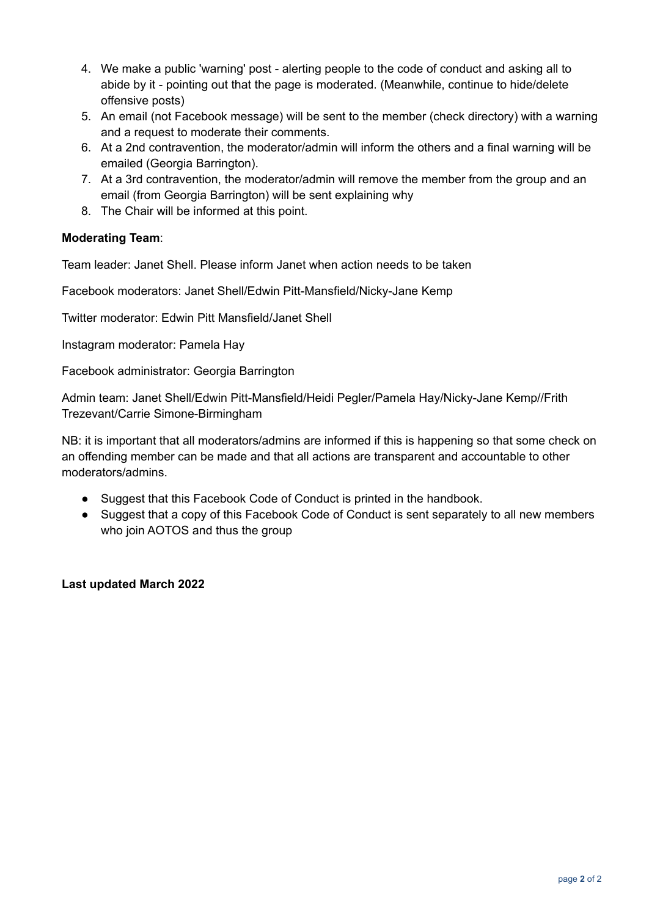4. We make a public 'warning' post - alerting people to the code of conduct and asking all to abide by it - pointing out that the page is moderated. (Meanwhile, continue to hide/delete offensive posts)
5. An email (not Facebook message) will be sent to the member (check directory) with a warning and a request to moderate their comments.
6. At a 2nd contravention, the moderator/admin will inform the others and a final warning will be emailed (Georgia Barrington).
7. At a 3rd contravention, the moderator/admin will remove the member from the group and an email (from Georgia Barrington) will be sent explaining why
8. The Chair will be informed at this point.

**Moderating Team**:

Team leader: Janet Shell. Please inform Janet when action needs to be taken

Facebook moderators: Janet Shell/Edwin Pitt-Mansfield/Nicky-Jane Kemp

Twitter moderator: Edwin Pitt Mansfield/Janet Shell

Instagram moderator: Pamela Hay

Facebook administrator: Georgia Barrington

Admin team: Janet Shell/Edwin Pitt-Mansfield/Heidi Pegler/Pamela Hay/Nicky-Jane Kemp//Frith Trezevant/Carrie Simone-Birmingham

NB: it is important that all moderators/admins are informed if this is happening so that some check on an offending member can be made and that all actions are transparent and accountable to other moderators/admins.

- Suggest that this Facebook Code of Conduct is printed in the handbook.
- Suggest that a copy of this Facebook Code of Conduct is sent separately to all new members who join AOTOS and thus the group

**Last updated March 2022**